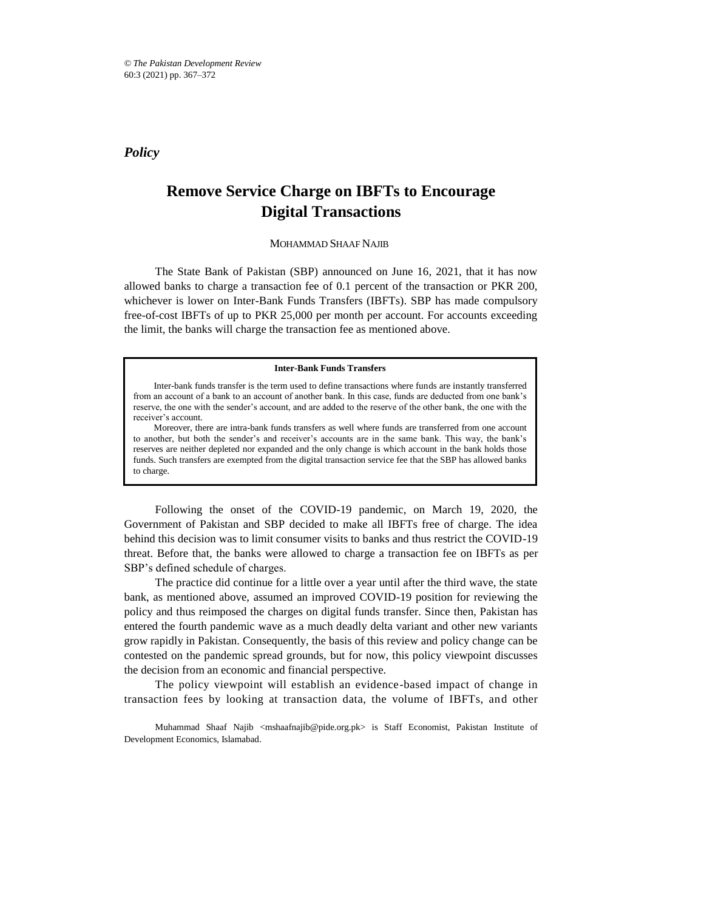*Policy*

# Remove Service Charge on IBFTs to Encourage Digital Transactions

MOHAMMAD SHAAF NAJIB

The State Bank of Pakistan (SBP) announced on June 16, 2021, that it has now allowed banks to charge a transaction fee of 0.1 percent of the transaction or PKR 200, whichever is lower on Inter-Bank Funds Transfers (IBFTs). SBP has made compulsory free-of-cost IBFTs of up to PKR 25,000 per month per account. For accounts exceeding the limit, the banks will charge the transaction fee as mentioned above.

> **Inter-Bank Funds Transfers**
>
> Inter-bank funds transfer is the term used to define transactions where funds are instantly transferred from an account of a bank to an account of another bank. In this case, funds are deducted from one bank's reserve, the one with the sender's account, and are added to the reserve of the other bank, the one with the receiver's account.
>
> Moreover, there are intra-bank funds transfers as well where funds are transferred from one account to another, but both the sender's and receiver's accounts are in the same bank. This way, the bank's reserves are neither depleted nor expanded and the only change is which account in the bank holds those funds. Such transfers are exempted from the digital transaction service fee that the SBP has allowed banks to charge.

Following the onset of the COVID-19 pandemic, on March 19, 2020, the Government of Pakistan and SBP decided to make all IBFTs free of charge. The idea behind this decision was to limit consumer visits to banks and thus restrict the COVID-19 threat. Before that, the banks were allowed to charge a transaction fee on IBFTs as per SBP's defined schedule of charges.

The practice did continue for a little over a year until after the third wave, the state bank, as mentioned above, assumed an improved COVID-19 position for reviewing the policy and thus reimposed the charges on digital funds transfer. Since then, Pakistan has entered the fourth pandemic wave as a much deadly delta variant and other new variants grow rapidly in Pakistan. Consequently, the basis of this review and policy change can be contested on the pandemic spread grounds, but for now, this policy viewpoint discusses the decision from an economic and financial perspective.

The policy viewpoint will establish an evidence-based impact of change in transaction fees by looking at transaction data, the volume of IBFTs, and other

Muhammad Shaaf Najib <mshaafnajib@pide.org.pk> is Staff Economist, Pakistan Institute of Development Economics, Islamabad.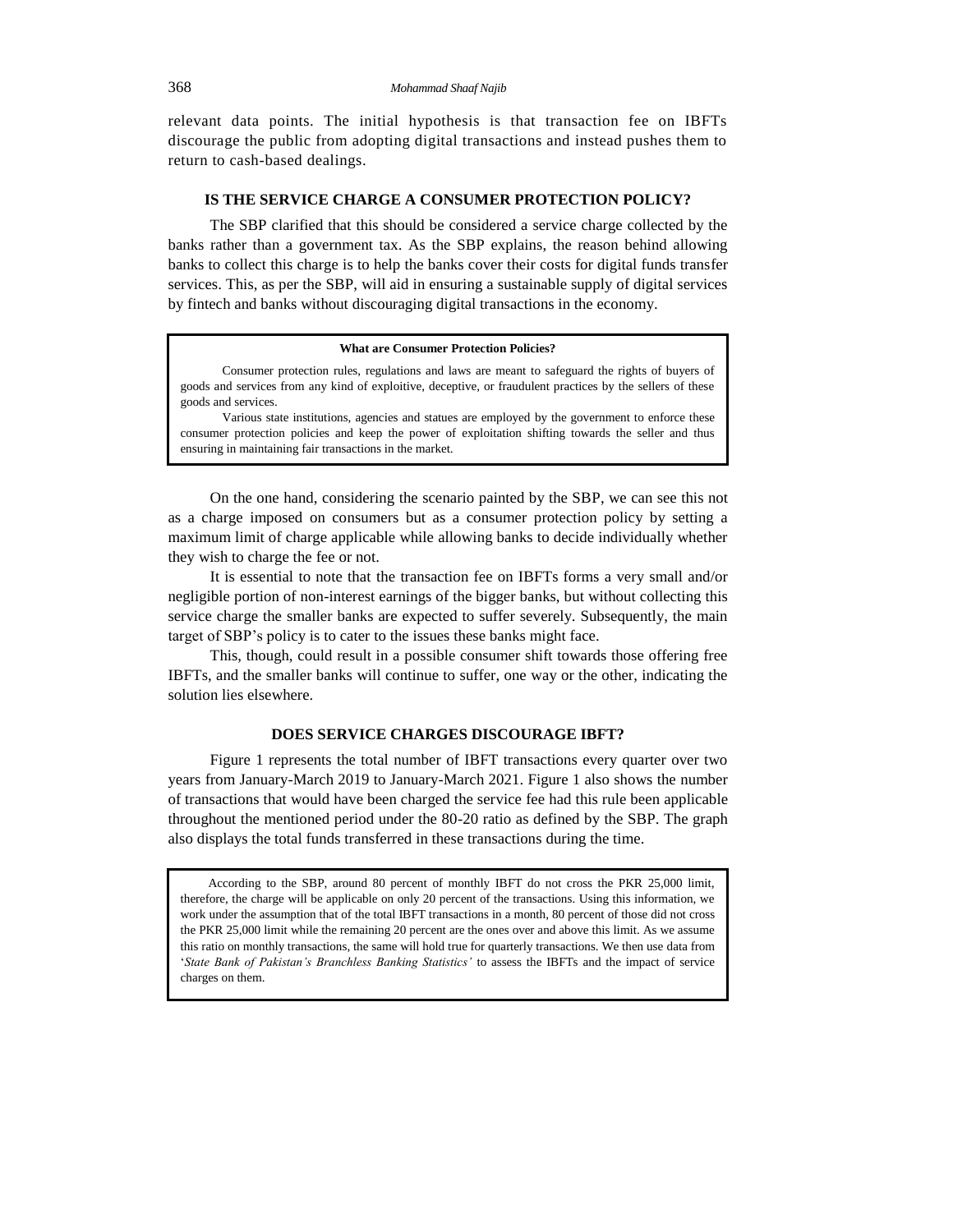relevant data points. The initial hypothesis is that transaction fee on IBFTs discourage the public from adopting digital transactions and instead pushes them to return to cash-based dealings.

## IS THE SERVICE CHARGE A CONSUMER PROTECTION POLICY?

The SBP clarified that this should be considered a service charge collected by the banks rather than a government tax. As the SBP explains, the reason behind allowing banks to collect this charge is to help the banks cover their costs for digital funds transfer services. This, as per the SBP, will aid in ensuring a sustainable supply of digital services by fintech and banks without discouraging digital transactions in the economy.

> **What are Consumer Protection Policies?**
>
> Consumer protection rules, regulations and laws are meant to safeguard the rights of buyers of goods and services from any kind of exploitive, deceptive, or fraudulent practices by the sellers of these goods and services.
>
> Various state institutions, agencies and statues are employed by the government to enforce these consumer protection policies and keep the power of exploitation shifting towards the seller and thus ensuring in maintaining fair transactions in the market.

On the one hand, considering the scenario painted by the SBP, we can see this not as a charge imposed on consumers but as a consumer protection policy by setting a maximum limit of charge applicable while allowing banks to decide individually whether they wish to charge the fee or not.

It is essential to note that the transaction fee on IBFTs forms a very small and/or negligible portion of non-interest earnings of the bigger banks, but without collecting this service charge the smaller banks are expected to suffer severely. Subsequently, the main target of SBP's policy is to cater to the issues these banks might face.

This, though, could result in a possible consumer shift towards those offering free IBFTs, and the smaller banks will continue to suffer, one way or the other, indicating the solution lies elsewhere.

## DOES SERVICE CHARGES DISCOURAGE IBFT?

Figure 1 represents the total number of IBFT transactions every quarter over two years from January-March 2019 to January-March 2021. Figure 1 also shows the number of transactions that would have been charged the service fee had this rule been applicable throughout the mentioned period under the 80-20 ratio as defined by the SBP. The graph also displays the total funds transferred in these transactions during the time.

> According to the SBP, around 80 percent of monthly IBFT do not cross the PKR 25,000 limit, therefore, the charge will be applicable on only 20 percent of the transactions. Using this information, we work under the assumption that of the total IBFT transactions in a month, 80 percent of those did not cross the PKR 25,000 limit while the remaining 20 percent are the ones over and above this limit. As we assume this ratio on monthly transactions, the same will hold true for quarterly transactions. We then use data from '*State Bank of Pakistan's Branchless Banking Statistics*' to assess the IBFTs and the impact of service charges on them.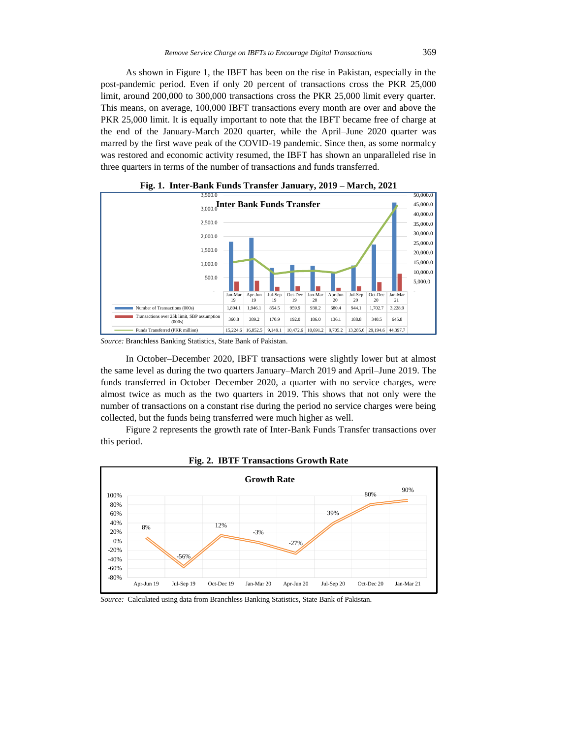As shown in Figure 1, the IBFT has been on the rise in Pakistan, especially in the post-pandemic period. Even if only 20 percent of transactions cross the PKR 25,000 limit, around 200,000 to 300,000 transactions cross the PKR 25,000 limit every quarter. This means, on average, 100,000 IBFT transactions every month are over and above the PKR 25,000 limit. It is equally important to note that the IBFT became free of charge at the end of the January-March 2020 quarter, while the April–June 2020 quarter was marred by the first wave peak of the COVID-19 pandemic. Since then, as some normalcy was restored and economic activity resumed, the IBFT has shown an unparalleled rise in three quarters in terms of the number of transactions and funds transferred.

**Fig. 1. Inter-Bank Funds Transfer January, 2019 – March, 2021**

Inter Bank Funds Transfer

3,500.0
3,000.0
2,500.0
2,000.0
1,500.0
1,000.0
500.0
-

50,000.0
45,000.0
40,000.0
35,000.0
30,000.0
25,000.0
20,000.0
15,000.0
10,000.0
5,000.0
-

| | Jan-Mar 19 | Apr-Jun 19 | Jul-Sep 19 | Oct-Dec 19 | Jan-Mar 20 | Apr-Jun 20 | Jul-Sep 20 | Oct-Dec 20 | Jan-Mar 21 |
|---|---|---|---|---|---|---|---|---|---|
| Number of Transactions (000s) | 1,804.1 | 1,946.1 | 854.5 | 959.9 | 930.2 | 680.4 | 944.1 | 1,702.7 | 3,228.9 |
| Transactions over 25k limit, SBP assumption (000s) | 360.8 | 389.2 | 170.9 | 192.0 | 186.0 | 136.1 | 188.8 | 340.5 | 645.8 |
| Funds Transferred (PKR million) | 15,224.6 | 16,852.5 | 9,149.1 | 10,472.6 | 10,691.2 | 9,705.2 | 13,285.6 | 29,194.6 | 44,397.7 |

*Source:* Branchless Banking Statistics, State Bank of Pakistan.

In October–December 2020, IBFT transactions were slightly lower but at almost the same level as during the two quarters January–March 2019 and April–June 2019. The funds transferred in October–December 2020, a quarter with no service charges, were almost twice as much as the two quarters in 2019. This shows that not only were the number of transactions on a constant rise during the period no service charges were being collected, but the funds being transferred were much higher as well.

Figure 2 represents the growth rate of Inter-Bank Funds Transfer transactions over this period.

**Fig. 2. IBTF Transactions Growth Rate**

Growth Rate

100%
80%
60%
40%
20%
0%
-20%
-40%
-60%
-80%

Apr-Jun 19: 8%
Jul-Sep 19: -56%
Oct-Dec 19: 12%
Jan-Mar 20: -3%
Apr-Jun 20: -27%
Jul-Sep 20: 39%
Oct-Dec 20: 80%
Jan-Mar 21: 90%

*Source:* Calculated using data from Branchless Banking Statistics, State Bank of Pakistan.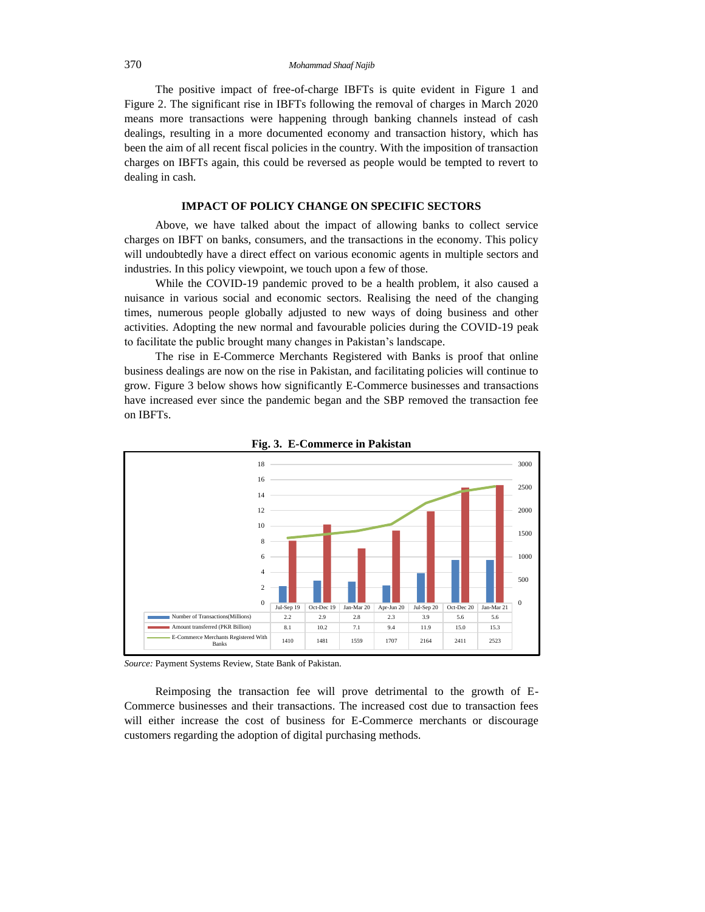The positive impact of free-of-charge IBFTs is quite evident in Figure 1 and Figure 2. The significant rise in IBFTs following the removal of charges in March 2020 means more transactions were happening through banking channels instead of cash dealings, resulting in a more documented economy and transaction history, which has been the aim of all recent fiscal policies in the country. With the imposition of transaction charges on IBFTs again, this could be reversed as people would be tempted to revert to dealing in cash.

## IMPACT OF POLICY CHANGE ON SPECIFIC SECTORS

Above, we have talked about the impact of allowing banks to collect service charges on IBFT on banks, consumers, and the transactions in the economy. This policy will undoubtedly have a direct effect on various economic agents in multiple sectors and industries. In this policy viewpoint, we touch upon a few of those.

While the COVID-19 pandemic proved to be a health problem, it also caused a nuisance in various social and economic sectors. Realising the need of the changing times, numerous people globally adjusted to new ways of doing business and other activities. Adopting the new normal and favourable policies during the COVID-19 peak to facilitate the public brought many changes in Pakistan's landscape.

The rise in E-Commerce Merchants Registered with Banks is proof that online business dealings are now on the rise in Pakistan, and facilitating policies will continue to grow. Figure 3 below shows how significantly E-Commerce businesses and transactions have increased ever since the pandemic began and the SBP removed the transaction fee on IBFTs.

**Fig. 3. E-Commerce in Pakistan**

0 2 4 6 8 10 12 14 16 18

0 500 1000 1500 2000 2500 3000

Jul-Sep 19 Oct-Dec 19 Jan-Mar 20 Apr-Jun 20 Jul-Sep 20 Oct-Dec 20 Jan-Mar 21

Number of Transactions(Millions) 2.2 2.9 2.8 2.3 3.9 5.6 5.6

Amount transferred (PKR Billion) 8.1 10.2 7.1 9.4 11.9 15.0 15.3

E-Commerce Merchants Registered With Banks 1410 1481 1559 1707 2164 2411 2523

*Source:* Payment Systems Review, State Bank of Pakistan.

Reimposing the transaction fee will prove detrimental to the growth of E-Commerce businesses and their transactions. The increased cost due to transaction fees will either increase the cost of business for E-Commerce merchants or discourage customers regarding the adoption of digital purchasing methods.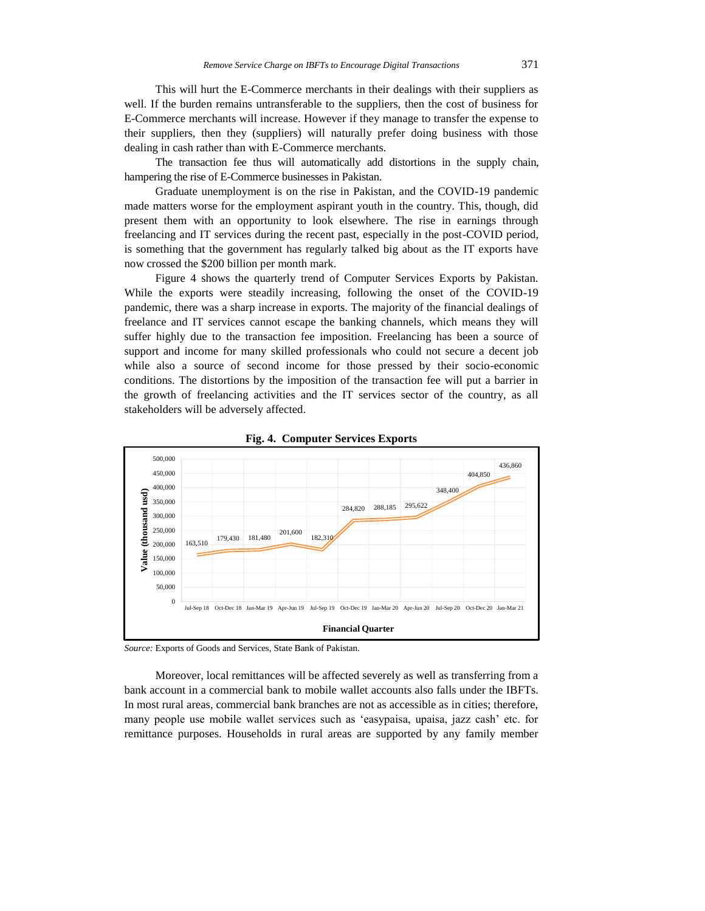This will hurt the E-Commerce merchants in their dealings with their suppliers as well. If the burden remains untransferable to the suppliers, then the cost of business for E-Commerce merchants will increase. However if they manage to transfer the expense to their suppliers, then they (suppliers) will naturally prefer doing business with those dealing in cash rather than with E-Commerce merchants.

The transaction fee thus will automatically add distortions in the supply chain, hampering the rise of E-Commerce businesses in Pakistan.

Graduate unemployment is on the rise in Pakistan, and the COVID-19 pandemic made matters worse for the employment aspirant youth in the country. This, though, did present them with an opportunity to look elsewhere. The rise in earnings through freelancing and IT services during the recent past, especially in the post-COVID period, is something that the government has regularly talked big about as the IT exports have now crossed the $200 billion per month mark.

Figure 4 shows the quarterly trend of Computer Services Exports by Pakistan. While the exports were steadily increasing, following the onset of the COVID-19 pandemic, there was a sharp increase in exports. The majority of the financial dealings of freelance and IT services cannot escape the banking channels, which means they will suffer highly due to the transaction fee imposition. Freelancing has been a source of support and income for many skilled professionals who could not secure a decent job while also a source of second income for those pressed by their socio-economic conditions. The distortions by the imposition of the transaction fee will put a barrier in the growth of freelancing activities and the IT services sector of the country, as all stakeholders will be adversely affected.

**Fig. 4. Computer Services Exports**

Value (thousand usd)

500,000
450,000
400,000
350,000
300,000
250,000
200,000
150,000
100,000
50,000
0

163,510
179,430
181,480
201,600
182,310
284,820
288,185
295,622
348,400
404,850
436,860

Jul-Sep 18, Oct-Dec 18, Jan-Mar 19, Apr-Jun 19, Jul-Sep 19, Oct-Dec 19, Jan-Mar 20, Apr-Jun 20, Jul-Sep 20, Oct-Dec 20, Jan-Mar 21

Financial Quarter

*Source:* Exports of Goods and Services, State Bank of Pakistan.

Moreover, local remittances will be affected severely as well as transferring from a bank account in a commercial bank to mobile wallet accounts also falls under the IBFTs. In most rural areas, commercial bank branches are not as accessible as in cities; therefore, many people use mobile wallet services such as 'easypaisa, upaisa, jazz cash' etc. for remittance purposes. Households in rural areas are supported by any family member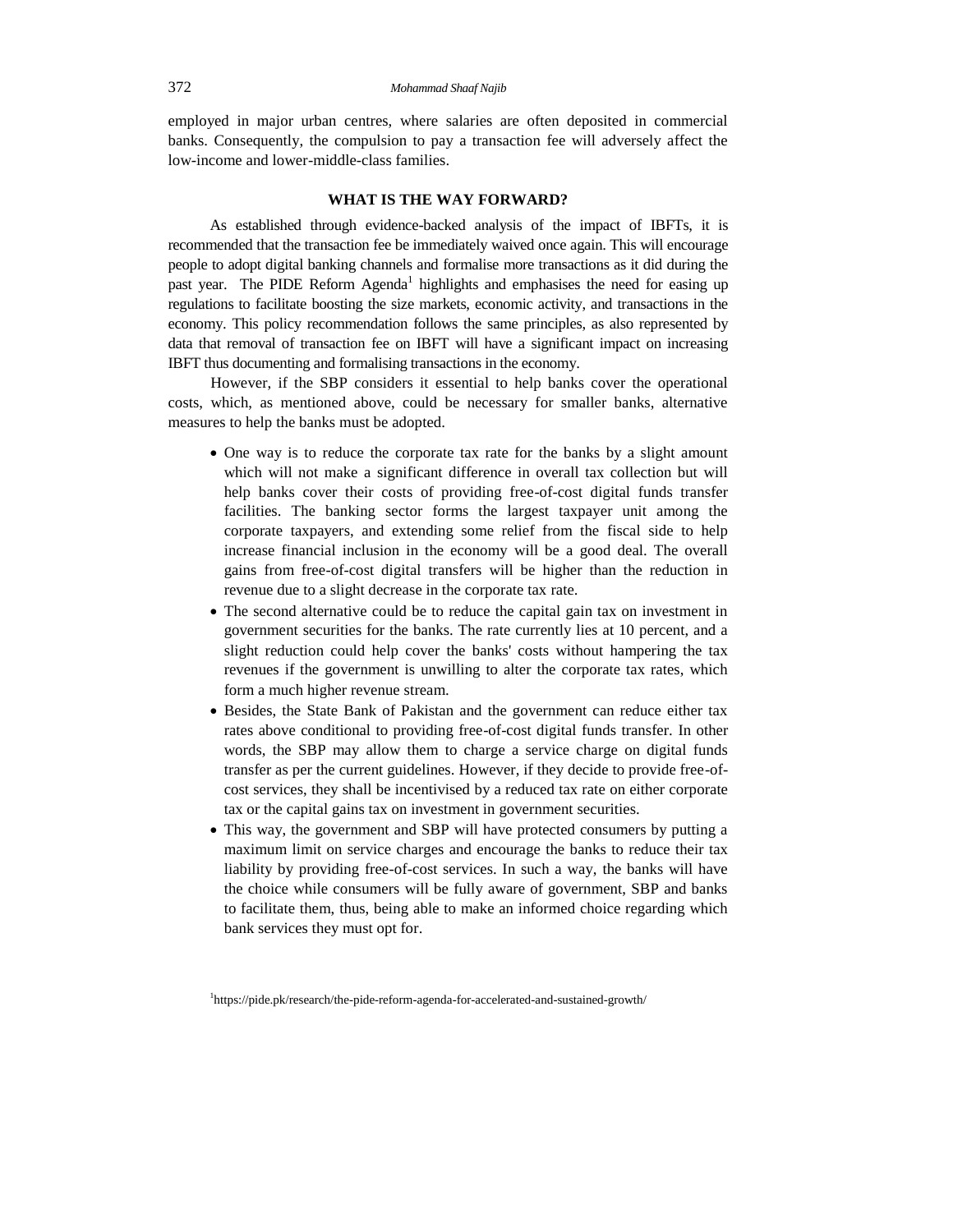employed in major urban centres, where salaries are often deposited in commercial banks. Consequently, the compulsion to pay a transaction fee will adversely affect the low-income and lower-middle-class families.

## WHAT IS THE WAY FORWARD?

As established through evidence-backed analysis of the impact of IBFTs, it is recommended that the transaction fee be immediately waived once again. This will encourage people to adopt digital banking channels and formalise more transactions as it did during the past year. The PIDE Reform Agenda[1] highlights and emphasises the need for easing up regulations to facilitate boosting the size markets, economic activity, and transactions in the economy. This policy recommendation follows the same principles, as also represented by data that removal of transaction fee on IBFT will have a significant impact on increasing IBFT thus documenting and formalising transactions in the economy.

However, if the SBP considers it essential to help banks cover the operational costs, which, as mentioned above, could be necessary for smaller banks, alternative measures to help the banks must be adopted.

- One way is to reduce the corporate tax rate for the banks by a slight amount which will not make a significant difference in overall tax collection but will help banks cover their costs of providing free-of-cost digital funds transfer facilities. The banking sector forms the largest taxpayer unit among the corporate taxpayers, and extending some relief from the fiscal side to help increase financial inclusion in the economy will be a good deal. The overall gains from free-of-cost digital transfers will be higher than the reduction in revenue due to a slight decrease in the corporate tax rate.
- The second alternative could be to reduce the capital gain tax on investment in government securities for the banks. The rate currently lies at 10 percent, and a slight reduction could help cover the banks' costs without hampering the tax revenues if the government is unwilling to alter the corporate tax rates, which form a much higher revenue stream.
- Besides, the State Bank of Pakistan and the government can reduce either tax rates above conditional to providing free-of-cost digital funds transfer. In other words, the SBP may allow them to charge a service charge on digital funds transfer as per the current guidelines. However, if they decide to provide free-of-cost services, they shall be incentivised by a reduced tax rate on either corporate tax or the capital gains tax on investment in government securities.
- This way, the government and SBP will have protected consumers by putting a maximum limit on service charges and encourage the banks to reduce their tax liability by providing free-of-cost services. In such a way, the banks will have the choice while consumers will be fully aware of government, SBP and banks to facilitate them, thus, being able to make an informed choice regarding which bank services they must opt for.

[1] https://pide.pk/research/the-pide-reform-agenda-for-accelerated-and-sustained-growth/